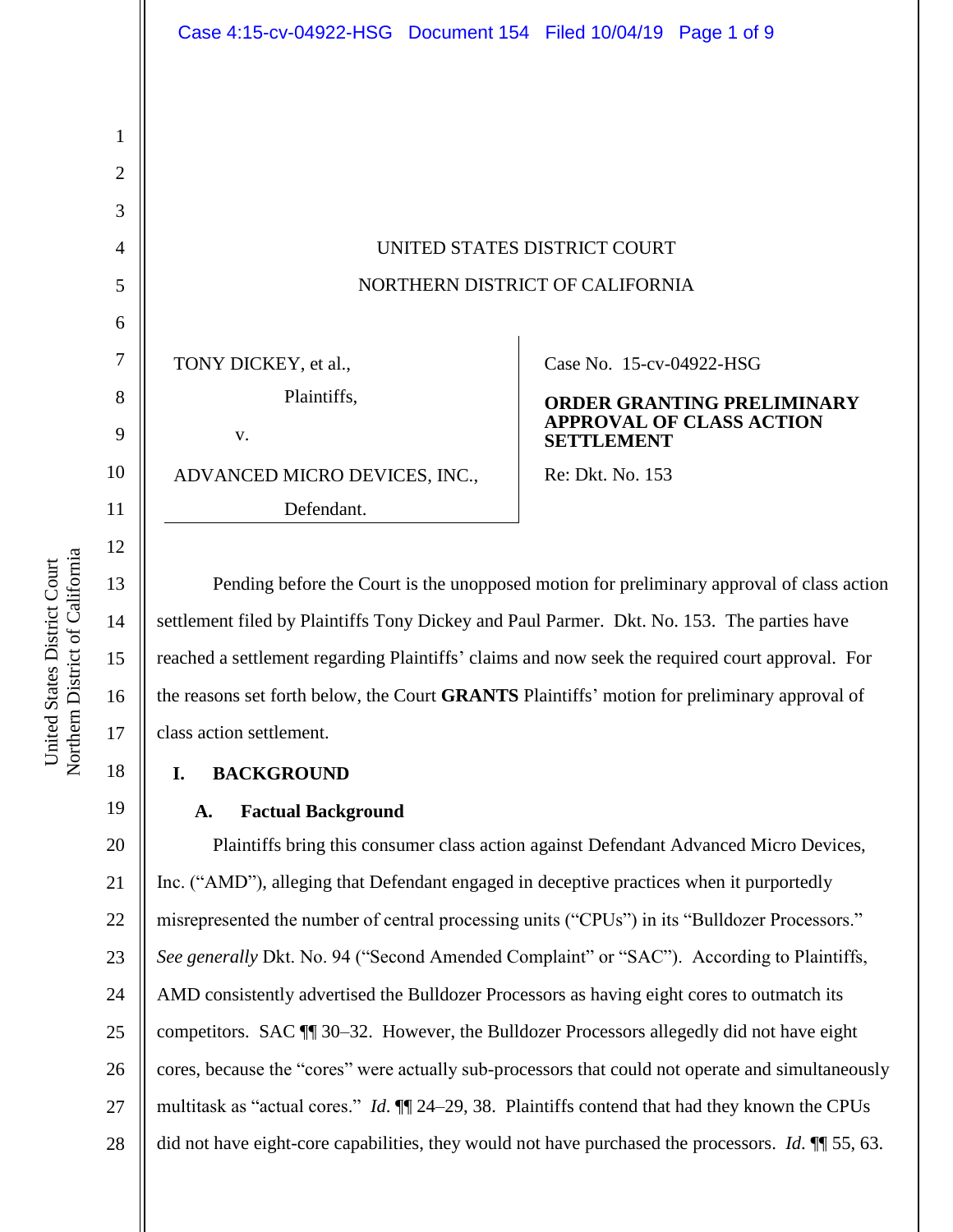UNITED STATES DISTRICT COURT

NORTHERN DISTRICT OF CALIFORNIA

| | |
|---|---|
| TONY DICKEY, et al.,<br>Plaintiffs,<br>v.<br>ADVANCED MICRO DEVICES, INC.,<br>Defendant. | Case No. 15-cv-04922-HSG<br>**ORDER GRANTING PRELIMINARY APPROVAL OF CLASS ACTION SETTLEMENT**<br>Re: Dkt. No. 153 |

Pending before the Court is the unopposed motion for preliminary approval of class action settlement filed by Plaintiffs Tony Dickey and Paul Parmer. Dkt. No. 153. The parties have reached a settlement regarding Plaintiffs' claims and now seek the required court approval. For the reasons set forth below, the Court **GRANTS** Plaintiffs' motion for preliminary approval of class action settlement.

## I. BACKGROUND

### A. Factual Background

Plaintiffs bring this consumer class action against Defendant Advanced Micro Devices, Inc. ("AMD"), alleging that Defendant engaged in deceptive practices when it purportedly misrepresented the number of central processing units ("CPUs") in its "Bulldozer Processors." *See generally* Dkt. No. 94 ("Second Amended Complaint" or "SAC"). According to Plaintiffs, AMD consistently advertised the Bulldozer Processors as having eight cores to outmatch its competitors. SAC ¶¶ 30–32. However, the Bulldozer Processors allegedly did not have eight cores, because the "cores" were actually sub-processors that could not operate and simultaneously multitask as "actual cores." *Id.* ¶¶ 24–29, 38. Plaintiffs contend that had they known the CPUs did not have eight-core capabilities, they would not have purchased the processors. *Id.* ¶¶ 55, 63.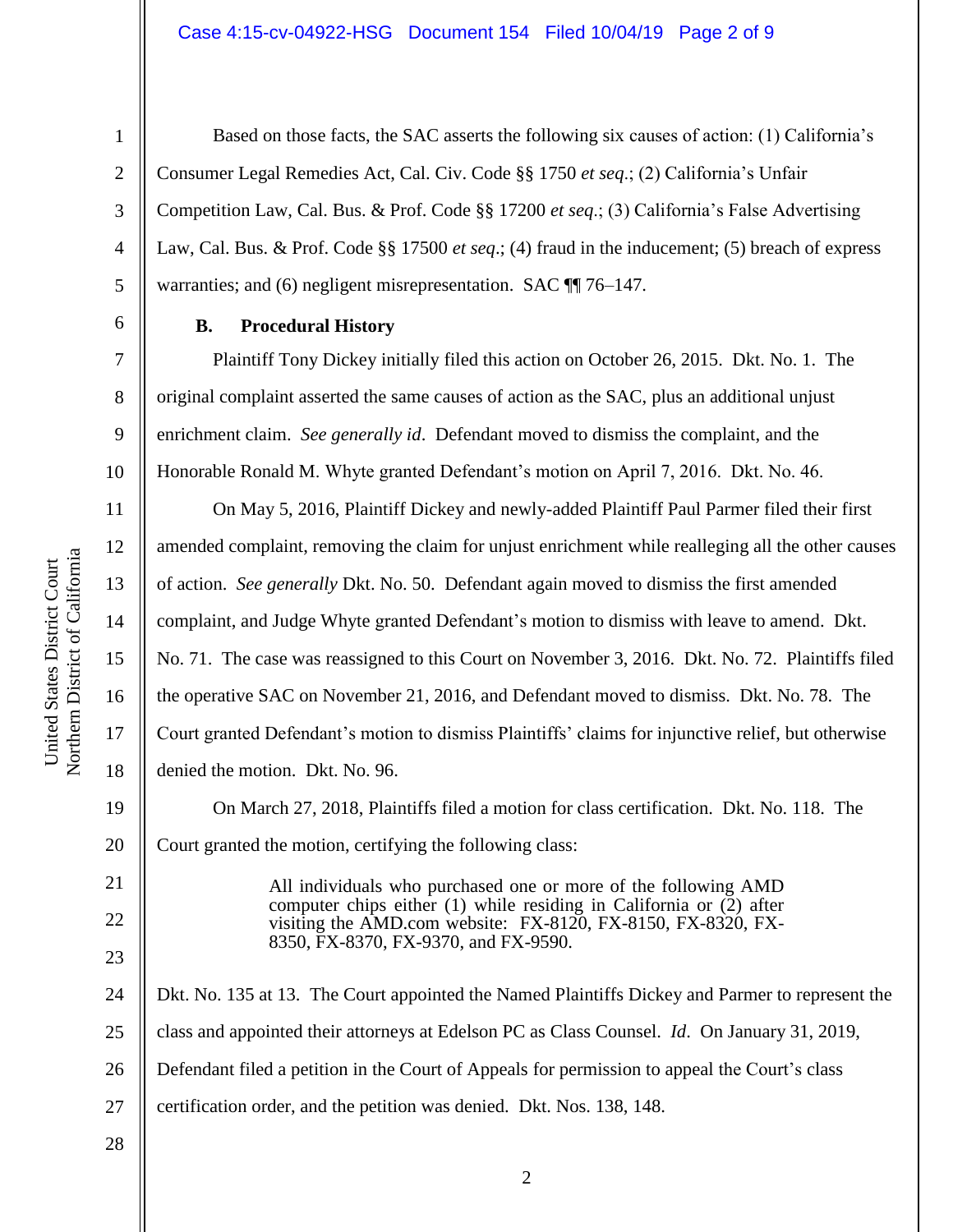Based on those facts, the SAC asserts the following six causes of action: (1) California's Consumer Legal Remedies Act, Cal. Civ. Code §§ 1750 *et seq*.; (2) California's Unfair Competition Law, Cal. Bus. & Prof. Code §§ 17200 *et seq*.; (3) California's False Advertising Law, Cal. Bus. & Prof. Code §§ 17500 *et seq*.; (4) fraud in the inducement; (5) breach of express warranties; and (6) negligent misrepresentation. SAC ¶¶ 76–147.

**B. Procedural History**

Plaintiff Tony Dickey initially filed this action on October 26, 2015. Dkt. No. 1. The original complaint asserted the same causes of action as the SAC, plus an additional unjust enrichment claim. *See generally id*. Defendant moved to dismiss the complaint, and the Honorable Ronald M. Whyte granted Defendant's motion on April 7, 2016. Dkt. No. 46.

On May 5, 2016, Plaintiff Dickey and newly-added Plaintiff Paul Parmer filed their first amended complaint, removing the claim for unjust enrichment while realleging all the other causes of action. *See generally* Dkt. No. 50. Defendant again moved to dismiss the first amended complaint, and Judge Whyte granted Defendant's motion to dismiss with leave to amend. Dkt. No. 71. The case was reassigned to this Court on November 3, 2016. Dkt. No. 72. Plaintiffs filed the operative SAC on November 21, 2016, and Defendant moved to dismiss. Dkt. No. 78. The Court granted Defendant's motion to dismiss Plaintiffs' claims for injunctive relief, but otherwise denied the motion. Dkt. No. 96.

On March 27, 2018, Plaintiffs filed a motion for class certification. Dkt. No. 118. The Court granted the motion, certifying the following class:

> All individuals who purchased one or more of the following AMD computer chips either (1) while residing in California or (2) after visiting the AMD.com website: FX-8120, FX-8150, FX-8320, FX-8350, FX-8370, FX-9370, and FX-9590.

Dkt. No. 135 at 13. The Court appointed the Named Plaintiffs Dickey and Parmer to represent the class and appointed their attorneys at Edelson PC as Class Counsel. *Id*. On January 31, 2019, Defendant filed a petition in the Court of Appeals for permission to appeal the Court's class certification order, and the petition was denied. Dkt. Nos. 138, 148.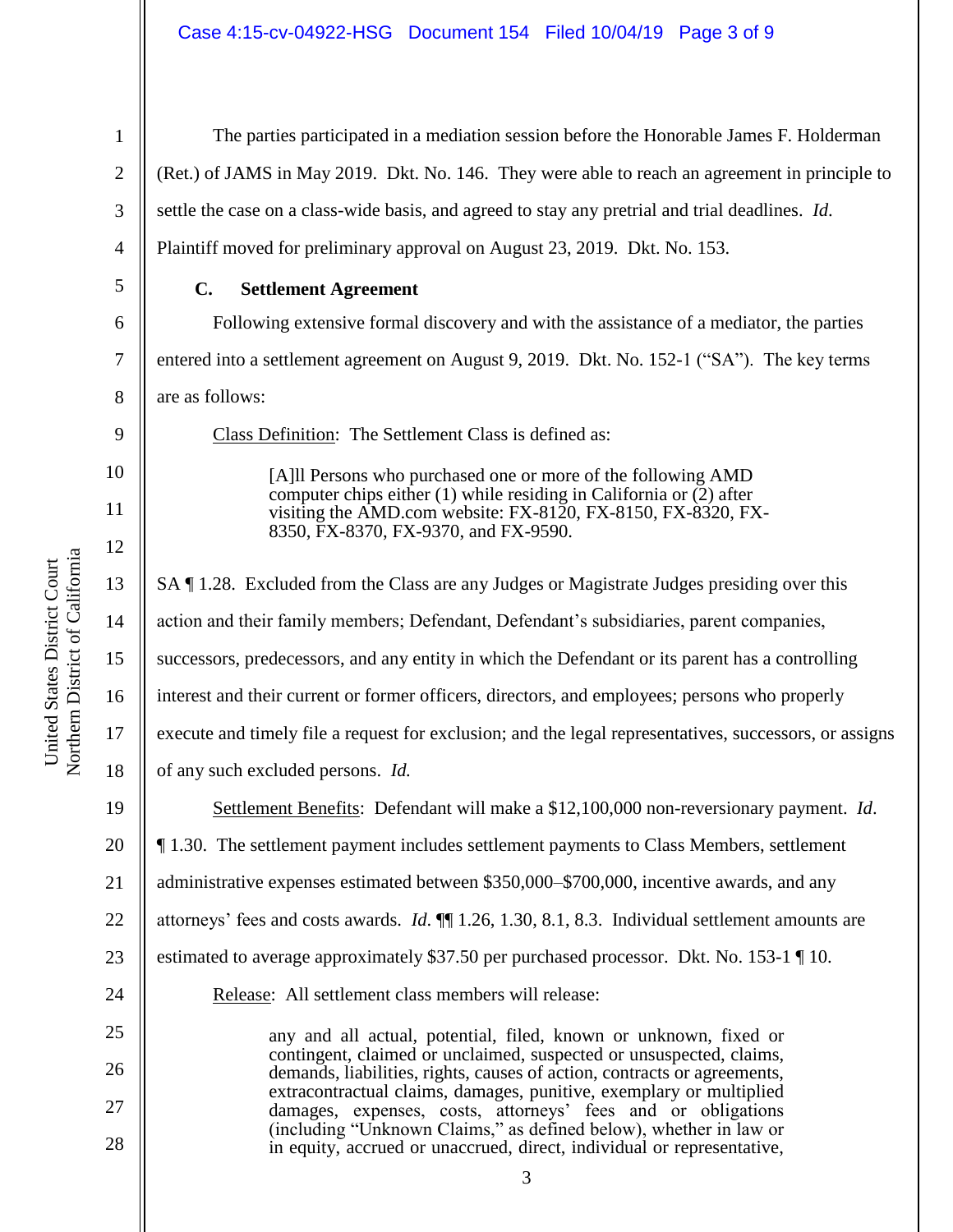The parties participated in a mediation session before the Honorable James F. Holderman (Ret.) of JAMS in May 2019. Dkt. No. 146. They were able to reach an agreement in principle to settle the case on a class-wide basis, and agreed to stay any pretrial and trial deadlines. *Id.* Plaintiff moved for preliminary approval on August 23, 2019. Dkt. No. 153.

### C. Settlement Agreement

Following extensive formal discovery and with the assistance of a mediator, the parties entered into a settlement agreement on August 9, 2019. Dkt. No. 152-1 ("SA"). The key terms are as follows:

Class Definition: The Settlement Class is defined as:

> [A]ll Persons who purchased one or more of the following AMD computer chips either (1) while residing in California or (2) after visiting the AMD.com website: FX-8120, FX-8150, FX-8320, FX-8350, FX-8370, FX-9370, and FX-9590.

SA ¶ 1.28. Excluded from the Class are any Judges or Magistrate Judges presiding over this action and their family members; Defendant, Defendant's subsidiaries, parent companies, successors, predecessors, and any entity in which the Defendant or its parent has a controlling interest and their current or former officers, directors, and employees; persons who properly execute and timely file a request for exclusion; and the legal representatives, successors, or assigns of any such excluded persons. *Id.*

Settlement Benefits: Defendant will make a $12,100,000 non-reversionary payment. *Id.* ¶ 1.30. The settlement payment includes settlement payments to Class Members, settlement administrative expenses estimated between $350,000–$700,000, incentive awards, and any attorneys' fees and costs awards. *Id.* ¶¶ 1.26, 1.30, 8.1, 8.3. Individual settlement amounts are estimated to average approximately $37.50 per purchased processor. Dkt. No. 153-1 ¶ 10.

Release: All settlement class members will release:

> any and all actual, potential, filed, known or unknown, fixed or contingent, claimed or unclaimed, suspected or unsuspected, claims, demands, liabilities, rights, causes of action, contracts or agreements, extracontractual claims, damages, punitive, exemplary or multiplied damages, expenses, costs, attorneys' fees and or obligations (including "Unknown Claims," as defined below), whether in law or in equity, accrued or unaccrued, direct, individual or representative,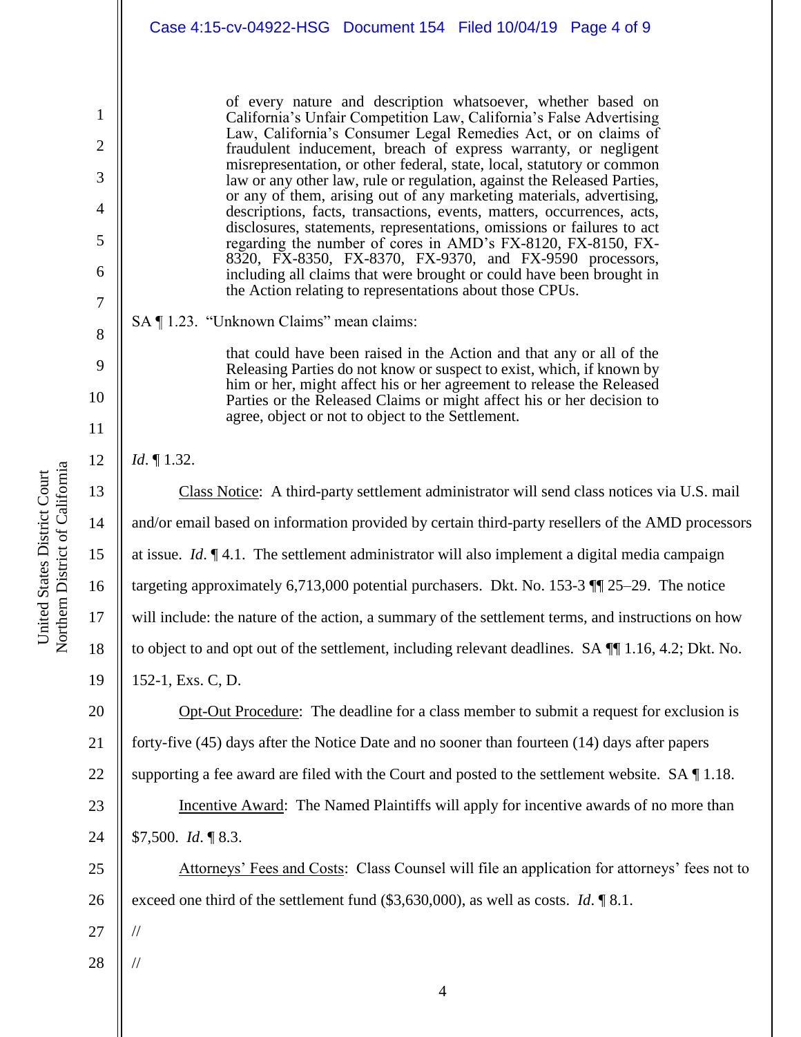> of every nature and description whatsoever, whether based on California's Unfair Competition Law, California's False Advertising Law, California's Consumer Legal Remedies Act, or on claims of fraudulent inducement, breach of express warranty, or negligent misrepresentation, or other federal, state, local, statutory or common law or any other law, rule or regulation, against the Released Parties, or any of them, arising out of any marketing materials, advertising, descriptions, facts, transactions, events, matters, occurrences, acts, disclosures, statements, representations, omissions or failures to act regarding the number of cores in AMD's FX-8120, FX-8150, FX-8320, FX-8350, FX-8370, FX-9370, and FX-9590 processors, including all claims that were brought or could have been brought in the Action relating to representations about those CPUs.

SA ¶ 1.23. "Unknown Claims" mean claims:

> that could have been raised in the Action and that any or all of the Releasing Parties do not know or suspect to exist, which, if known by him or her, might affect his or her agreement to release the Released Parties or the Released Claims or might affect his or her decision to agree, object or not to object to the Settlement.

*Id*. ¶ 1.32.

Class Notice: A third-party settlement administrator will send class notices via U.S. mail and/or email based on information provided by certain third-party resellers of the AMD processors at issue. *Id*. ¶ 4.1. The settlement administrator will also implement a digital media campaign targeting approximately 6,713,000 potential purchasers. Dkt. No. 153-3 ¶¶ 25–29. The notice will include: the nature of the action, a summary of the settlement terms, and instructions on how to object to and opt out of the settlement, including relevant deadlines. SA ¶¶ 1.16, 4.2; Dkt. No. 152-1, Exs. C, D.

Opt-Out Procedure: The deadline for a class member to submit a request for exclusion is forty-five (45) days after the Notice Date and no sooner than fourteen (14) days after papers supporting a fee award are filed with the Court and posted to the settlement website. SA ¶ 1.18.

Incentive Award: The Named Plaintiffs will apply for incentive awards of no more than $7,500. *Id*. ¶ 8.3.

Attorneys' Fees and Costs: Class Counsel will file an application for attorneys' fees not to exceed one third of the settlement fund ($3,630,000), as well as costs. *Id*. ¶ 8.1.

//

//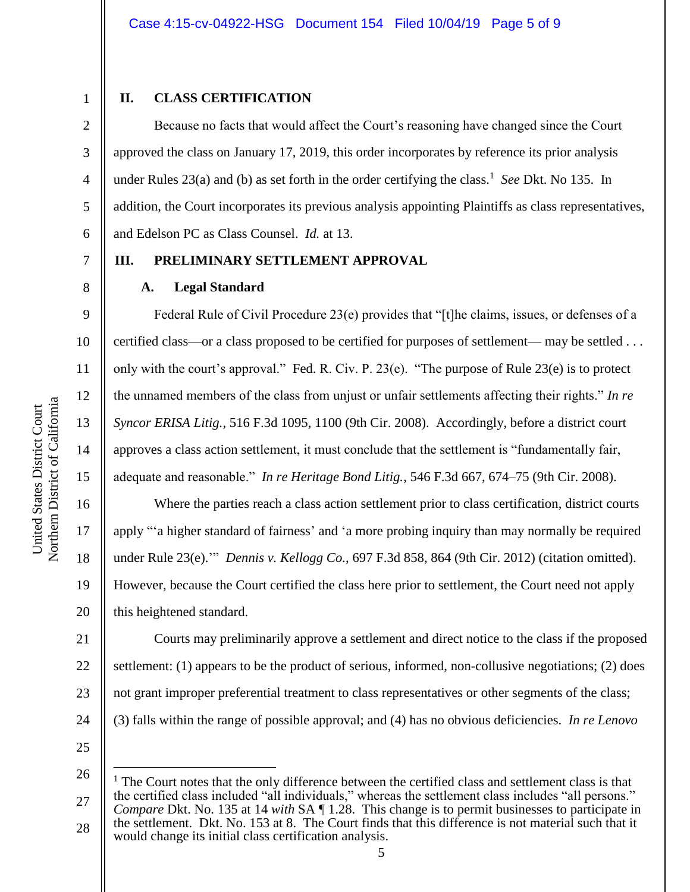## II. CLASS CERTIFICATION

Because no facts that would affect the Court's reasoning have changed since the Court approved the class on January 17, 2019, this order incorporates by reference its prior analysis under Rules 23(a) and (b) as set forth in the order certifying the class.[1] *See* Dkt. No 135. In addition, the Court incorporates its previous analysis appointing Plaintiffs as class representatives, and Edelson PC as Class Counsel. *Id.* at 13.

## III. PRELIMINARY SETTLEMENT APPROVAL

### A. Legal Standard

Federal Rule of Civil Procedure 23(e) provides that "[t]he claims, issues, or defenses of a certified class—or a class proposed to be certified for purposes of settlement— may be settled . . . only with the court's approval." Fed. R. Civ. P. 23(e). "The purpose of Rule 23(e) is to protect the unnamed members of the class from unjust or unfair settlements affecting their rights." *In re Syncor ERISA Litig.*, 516 F.3d 1095, 1100 (9th Cir. 2008). Accordingly, before a district court approves a class action settlement, it must conclude that the settlement is "fundamentally fair, adequate and reasonable." *In re Heritage Bond Litig.*, 546 F.3d 667, 674–75 (9th Cir. 2008).

Where the parties reach a class action settlement prior to class certification, district courts apply "'a higher standard of fairness' and 'a more probing inquiry than may normally be required under Rule 23(e).'" *Dennis v. Kellogg Co.*, 697 F.3d 858, 864 (9th Cir. 2012) (citation omitted). However, because the Court certified the class here prior to settlement, the Court need not apply this heightened standard.

Courts may preliminarily approve a settlement and direct notice to the class if the proposed settlement: (1) appears to be the product of serious, informed, non-collusive negotiations; (2) does not grant improper preferential treatment to class representatives or other segments of the class; (3) falls within the range of possible approval; and (4) has no obvious deficiencies. *In re Lenovo*

---

[1] The Court notes that the only difference between the certified class and settlement class is that the certified class included "all individuals," whereas the settlement class includes "all persons." *Compare* Dkt. No. 135 at 14 *with* SA ¶ 1.28. This change is to permit businesses to participate in the settlement. Dkt. No. 153 at 8. The Court finds that this difference is not material such that it would change its initial class certification analysis.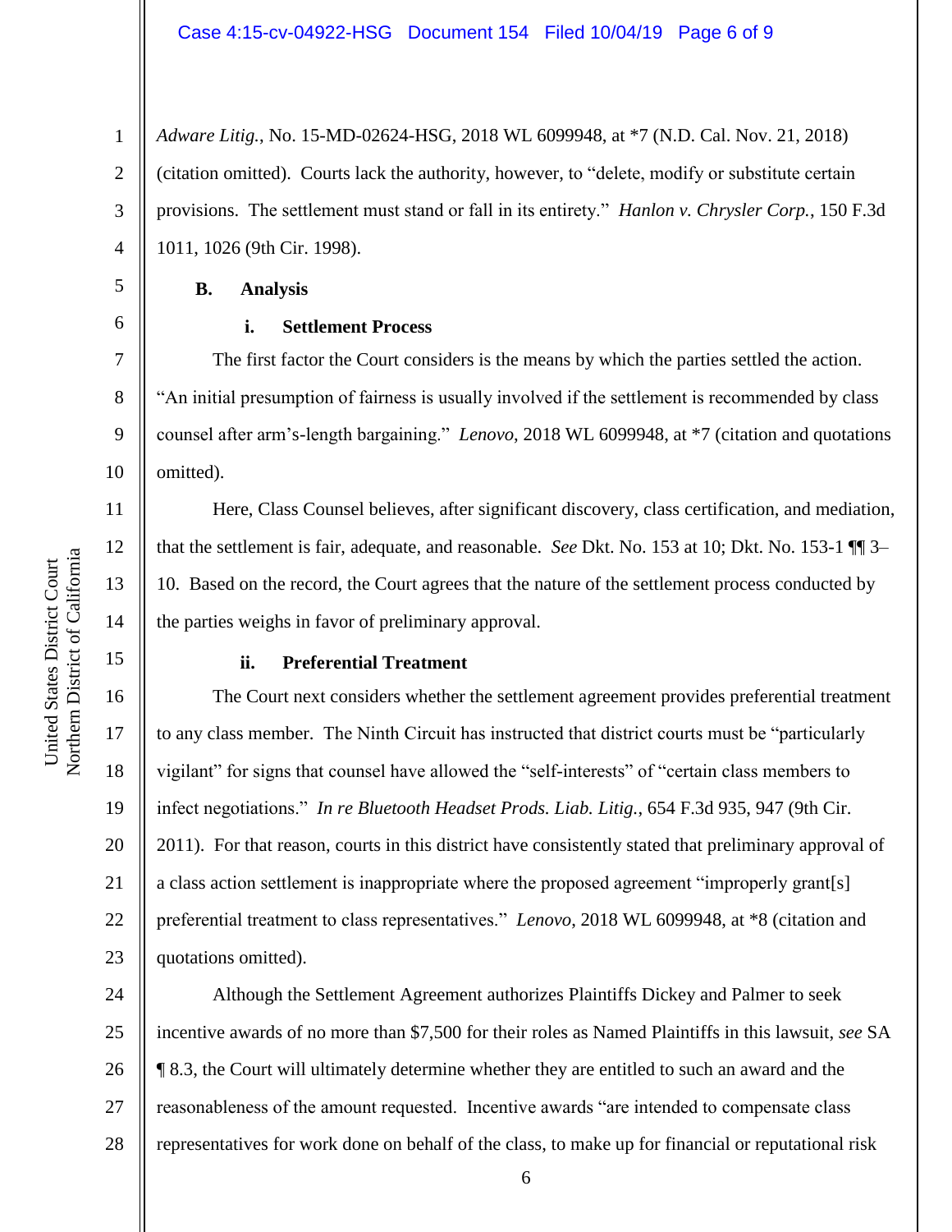*Adware Litig.*, No. 15-MD-02624-HSG, 2018 WL 6099948, at *7 (N.D. Cal. Nov. 21, 2018) (citation omitted). Courts lack the authority, however, to "delete, modify or substitute certain provisions. The settlement must stand or fall in its entirety." *Hanlon v. Chrysler Corp.*, 150 F.3d 1011, 1026 (9th Cir. 1998).

**B. Analysis**

**i. Settlement Process**

The first factor the Court considers is the means by which the parties settled the action. "An initial presumption of fairness is usually involved if the settlement is recommended by class counsel after arm's-length bargaining." *Lenovo*, 2018 WL 6099948, at *7 (citation and quotations omitted).

Here, Class Counsel believes, after significant discovery, class certification, and mediation, that the settlement is fair, adequate, and reasonable. *See* Dkt. No. 153 at 10; Dkt. No. 153-1 ¶¶ 3–10. Based on the record, the Court agrees that the nature of the settlement process conducted by the parties weighs in favor of preliminary approval.

**ii. Preferential Treatment**

The Court next considers whether the settlement agreement provides preferential treatment to any class member. The Ninth Circuit has instructed that district courts must be "particularly vigilant" for signs that counsel have allowed the "self-interests" of "certain class members to infect negotiations." *In re Bluetooth Headset Prods. Liab. Litig.*, 654 F.3d 935, 947 (9th Cir. 2011). For that reason, courts in this district have consistently stated that preliminary approval of a class action settlement is inappropriate where the proposed agreement "improperly grant[s] preferential treatment to class representatives." *Lenovo*, 2018 WL 6099948, at *8 (citation and quotations omitted).

Although the Settlement Agreement authorizes Plaintiffs Dickey and Palmer to seek incentive awards of no more than $7,500 for their roles as Named Plaintiffs in this lawsuit, *see* SA ¶ 8.3, the Court will ultimately determine whether they are entitled to such an award and the reasonableness of the amount requested. Incentive awards "are intended to compensate class representatives for work done on behalf of the class, to make up for financial or reputational risk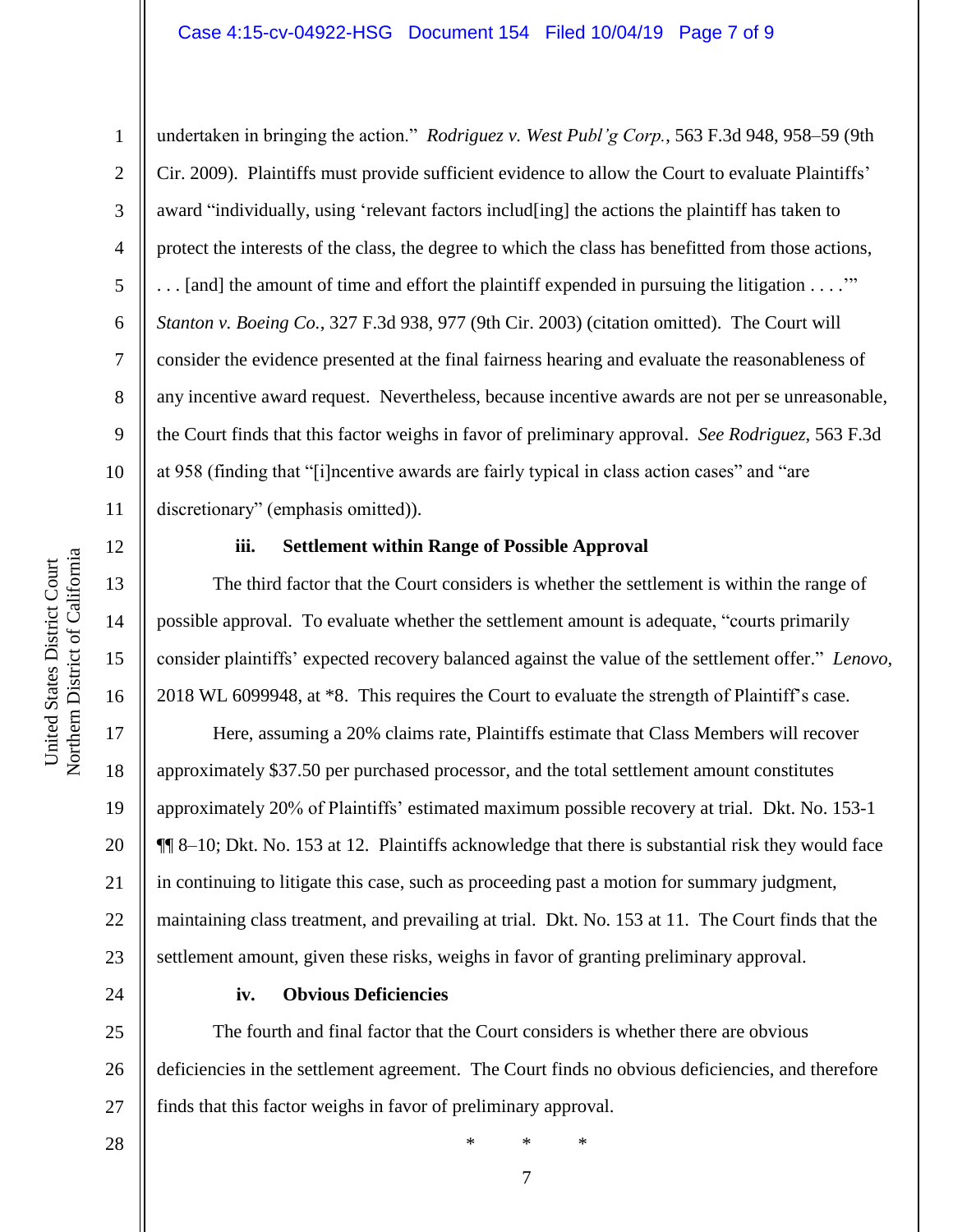undertaken in bringing the action." *Rodriguez v. West Publ'g Corp.*, 563 F.3d 948, 958–59 (9th Cir. 2009). Plaintiffs must provide sufficient evidence to allow the Court to evaluate Plaintiffs' award "individually, using 'relevant factors includ[ing] the actions the plaintiff has taken to protect the interests of the class, the degree to which the class has benefitted from those actions, . . . [and] the amount of time and effort the plaintiff expended in pursuing the litigation . . . .'" *Stanton v. Boeing Co.*, 327 F.3d 938, 977 (9th Cir. 2003) (citation omitted). The Court will consider the evidence presented at the final fairness hearing and evaluate the reasonableness of any incentive award request. Nevertheless, because incentive awards are not per se unreasonable, the Court finds that this factor weighs in favor of preliminary approval. *See Rodriguez*, 563 F.3d at 958 (finding that "[i]ncentive awards are fairly typical in class action cases" and "are discretionary" (emphasis omitted)).

**iii. Settlement within Range of Possible Approval**

The third factor that the Court considers is whether the settlement is within the range of possible approval. To evaluate whether the settlement amount is adequate, "courts primarily consider plaintiffs' expected recovery balanced against the value of the settlement offer." *Lenovo*, 2018 WL 6099948, at *8. This requires the Court to evaluate the strength of Plaintiff's case.

Here, assuming a 20% claims rate, Plaintiffs estimate that Class Members will recover approximately $37.50 per purchased processor, and the total settlement amount constitutes approximately 20% of Plaintiffs' estimated maximum possible recovery at trial. Dkt. No. 153-1 ¶¶ 8–10; Dkt. No. 153 at 12. Plaintiffs acknowledge that there is substantial risk they would face in continuing to litigate this case, such as proceeding past a motion for summary judgment, maintaining class treatment, and prevailing at trial. Dkt. No. 153 at 11. The Court finds that the settlement amount, given these risks, weighs in favor of granting preliminary approval.

**iv. Obvious Deficiencies**

The fourth and final factor that the Court considers is whether there are obvious deficiencies in the settlement agreement. The Court finds no obvious deficiencies, and therefore finds that this factor weighs in favor of preliminary approval.

\* \* \*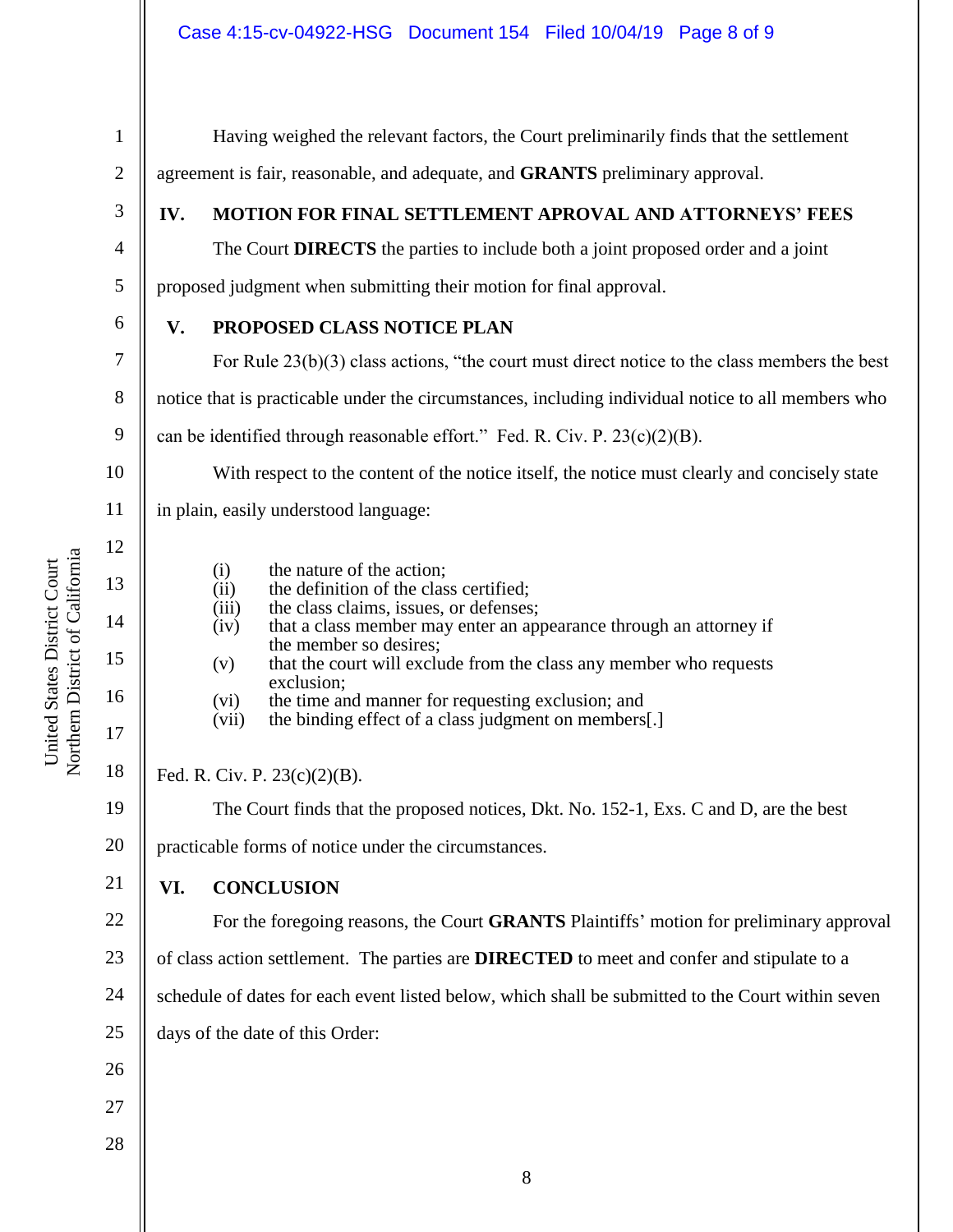Having weighed the relevant factors, the Court preliminarily finds that the settlement agreement is fair, reasonable, and adequate, and **GRANTS** preliminary approval.

## IV. MOTION FOR FINAL SETTLEMENT APROVAL AND ATTORNEYS' FEES

The Court **DIRECTS** the parties to include both a joint proposed order and a joint proposed judgment when submitting their motion for final approval.

## V. PROPOSED CLASS NOTICE PLAN

For Rule 23(b)(3) class actions, "the court must direct notice to the class members the best notice that is practicable under the circumstances, including individual notice to all members who can be identified through reasonable effort." Fed. R. Civ. P. 23(c)(2)(B).

With respect to the content of the notice itself, the notice must clearly and concisely state in plain, easily understood language:

> (i) the nature of the action;
> (ii) the definition of the class certified;
> (iii) the class claims, issues, or defenses;
> (iv) that a class member may enter an appearance through an attorney if the member so desires;
> (v) that the court will exclude from the class any member who requests exclusion;
> (vi) the time and manner for requesting exclusion; and
> (vii) the binding effect of a class judgment on members[.]

Fed. R. Civ. P. 23(c)(2)(B).

The Court finds that the proposed notices, Dkt. No. 152-1, Exs. C and D, are the best practicable forms of notice under the circumstances.

## VI. CONCLUSION

For the foregoing reasons, the Court **GRANTS** Plaintiffs' motion for preliminary approval of class action settlement. The parties are **DIRECTED** to meet and confer and stipulate to a schedule of dates for each event listed below, which shall be submitted to the Court within seven days of the date of this Order: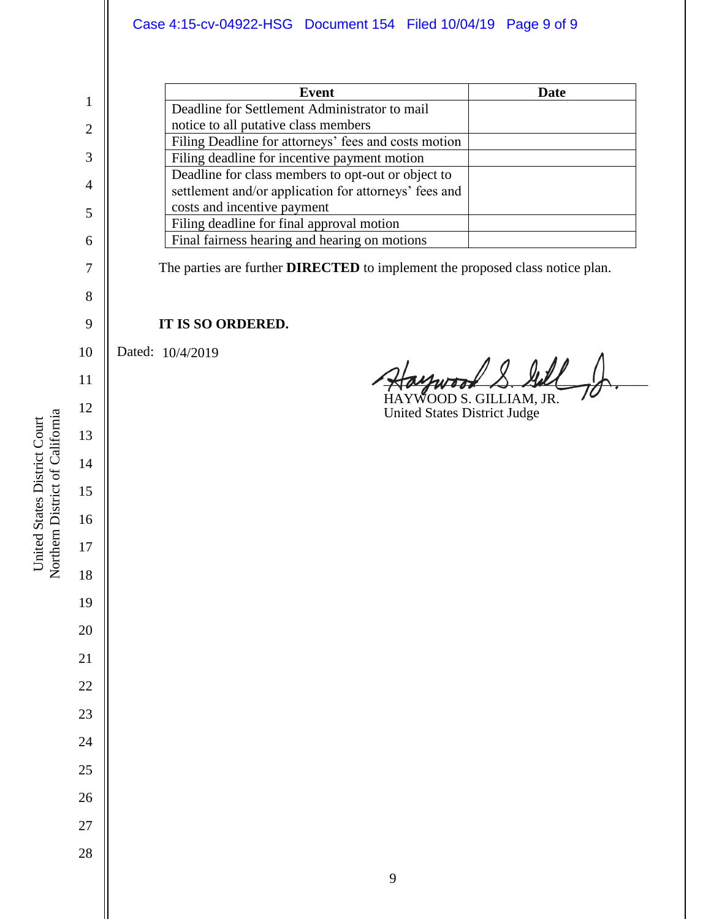| Event | Date |
|---|---|
| Deadline for Settlement Administrator to mail notice to all putative class members | |
| Filing Deadline for attorneys' fees and costs motion | |
| Filing deadline for incentive payment motion | |
| Deadline for class members to opt-out or object to settlement and/or application for attorneys' fees and costs and incentive payment | |
| Filing deadline for final approval motion | |
| Final fairness hearing and hearing on motions | |

The parties are further **DIRECTED** to implement the proposed class notice plan.

**IT IS SO ORDERED.**

Dated: 10/4/2019

HAYWOOD S. GILLIAM, JR.
United States District Judge